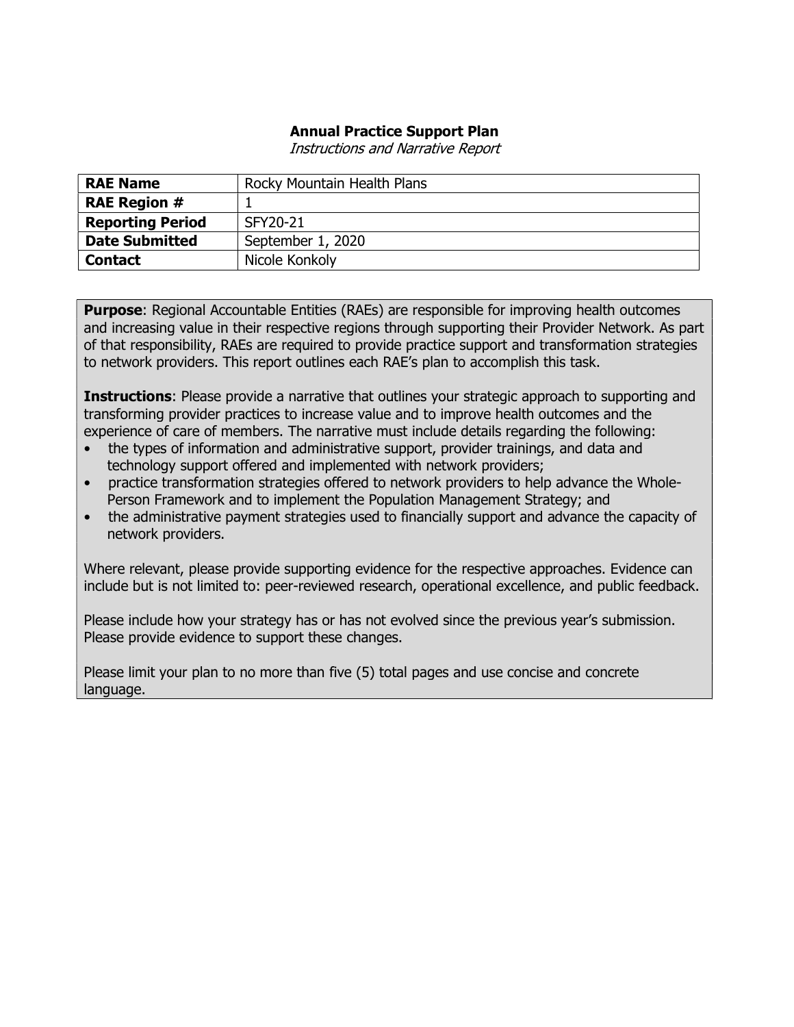**Annual Practice Support Plan**

*Instructions and Narrative Report*

| **RAE Name** | Rocky Mountain Health Plans |
| --- | --- |
| **RAE Region #** | 1 |
| **Reporting Period** | SFY20-21 |
| **Date Submitted** | September 1, 2020 |
| **Contact** | Nicole Konkoly |

**Purpose**: Regional Accountable Entities (RAEs) are responsible for improving health outcomes and increasing value in their respective regions through supporting their Provider Network. As part of that responsibility, RAEs are required to provide practice support and transformation strategies to network providers. This report outlines each RAE's plan to accomplish this task.

**Instructions**: Please provide a narrative that outlines your strategic approach to supporting and transforming provider practices to increase value and to improve health outcomes and the experience of care of members. The narrative must include details regarding the following:

- the types of information and administrative support, provider trainings, and data and technology support offered and implemented with network providers;
- practice transformation strategies offered to network providers to help advance the Whole-Person Framework and to implement the Population Management Strategy; and
- the administrative payment strategies used to financially support and advance the capacity of network providers.

Where relevant, please provide supporting evidence for the respective approaches. Evidence can include but is not limited to: peer-reviewed research, operational excellence, and public feedback.

Please include how your strategy has or has not evolved since the previous year's submission. Please provide evidence to support these changes.

Please limit your plan to no more than five (5) total pages and use concise and concrete language.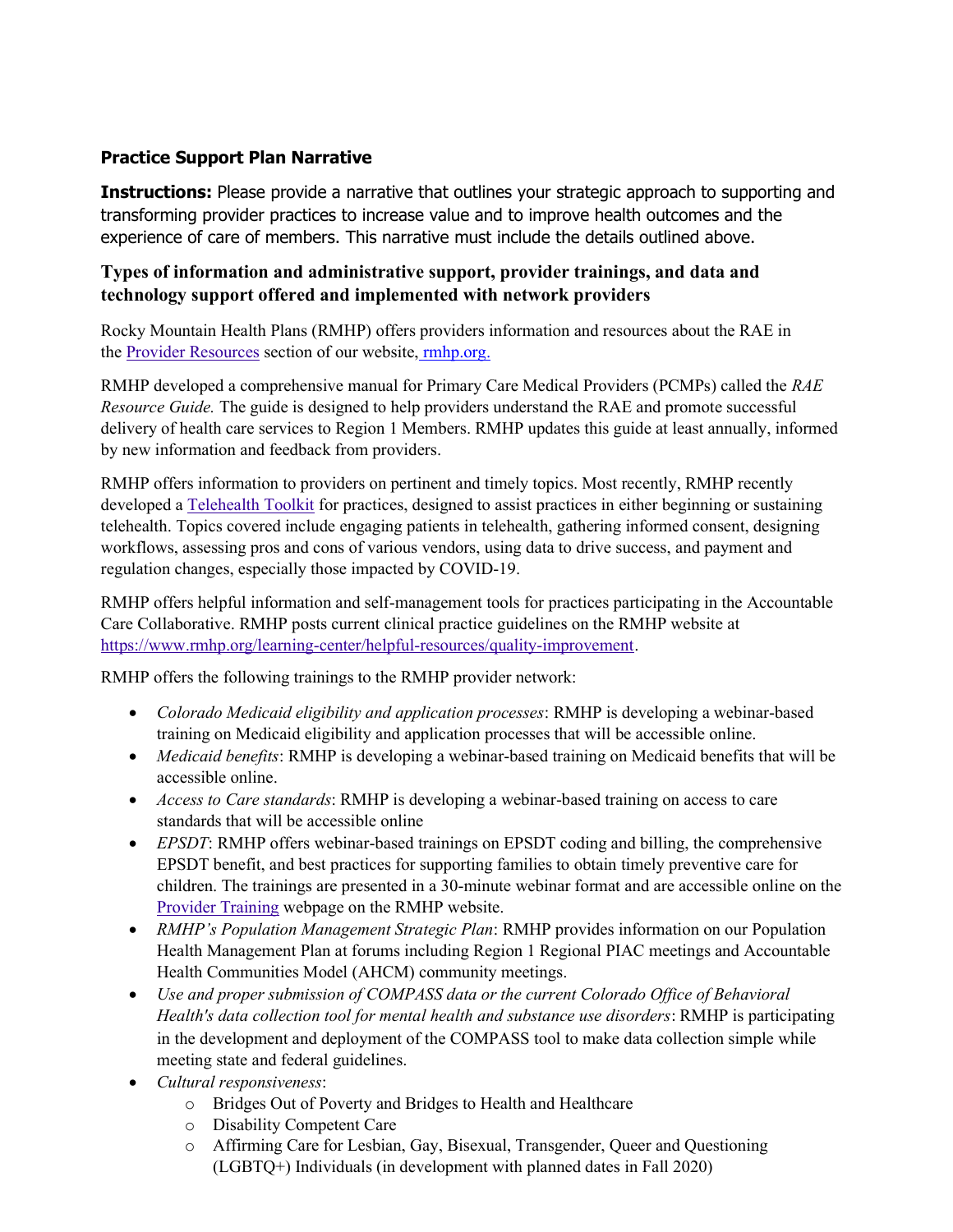## Practice Support Plan Narrative

**Instructions:** Please provide a narrative that outlines your strategic approach to supporting and transforming provider practices to increase value and to improve health outcomes and the experience of care of members. This narrative must include the details outlined above.

### Types of information and administrative support, provider trainings, and data and technology support offered and implemented with network providers

Rocky Mountain Health Plans (RMHP) offers providers information and resources about the RAE in the [Provider Resources](#) section of our website, [rmhp.org.](#)

RMHP developed a comprehensive manual for Primary Care Medical Providers (PCMPs) called the *RAE Resource Guide.* The guide is designed to help providers understand the RAE and promote successful delivery of health care services to Region 1 Members. RMHP updates this guide at least annually, informed by new information and feedback from providers.

RMHP offers information to providers on pertinent and timely topics. Most recently, RMHP recently developed a [Telehealth Toolkit](#) for practices, designed to assist practices in either beginning or sustaining telehealth. Topics covered include engaging patients in telehealth, gathering informed consent, designing workflows, assessing pros and cons of various vendors, using data to drive success, and payment and regulation changes, especially those impacted by COVID-19.

RMHP offers helpful information and self-management tools for practices participating in the Accountable Care Collaborative. RMHP posts current clinical practice guidelines on the RMHP website at https://www.rmhp.org/learning-center/helpful-resources/quality-improvement.

RMHP offers the following trainings to the RMHP provider network:

- *Colorado Medicaid eligibility and application processes*: RMHP is developing a webinar-based training on Medicaid eligibility and application processes that will be accessible online.
- *Medicaid benefits*: RMHP is developing a webinar-based training on Medicaid benefits that will be accessible online.
- *Access to Care standards*: RMHP is developing a webinar-based training on access to care standards that will be accessible online
- *EPSDT*: RMHP offers webinar-based trainings on EPSDT coding and billing, the comprehensive EPSDT benefit, and best practices for supporting families to obtain timely preventive care for children. The trainings are presented in a 30-minute webinar format and are accessible online on the [Provider Training](#) webpage on the RMHP website.
- *RMHP's Population Management Strategic Plan*: RMHP provides information on our Population Health Management Plan at forums including Region 1 Regional PIAC meetings and Accountable Health Communities Model (AHCM) community meetings.
- *Use and proper submission of COMPASS data or the current Colorado Office of Behavioral Health's data collection tool for mental health and substance use disorders*: RMHP is participating in the development and deployment of the COMPASS tool to make data collection simple while meeting state and federal guidelines.
- *Cultural responsiveness*:
  - Bridges Out of Poverty and Bridges to Health and Healthcare
  - Disability Competent Care
  - Affirming Care for Lesbian, Gay, Bisexual, Transgender, Queer and Questioning (LGBTQ+) Individuals (in development with planned dates in Fall 2020)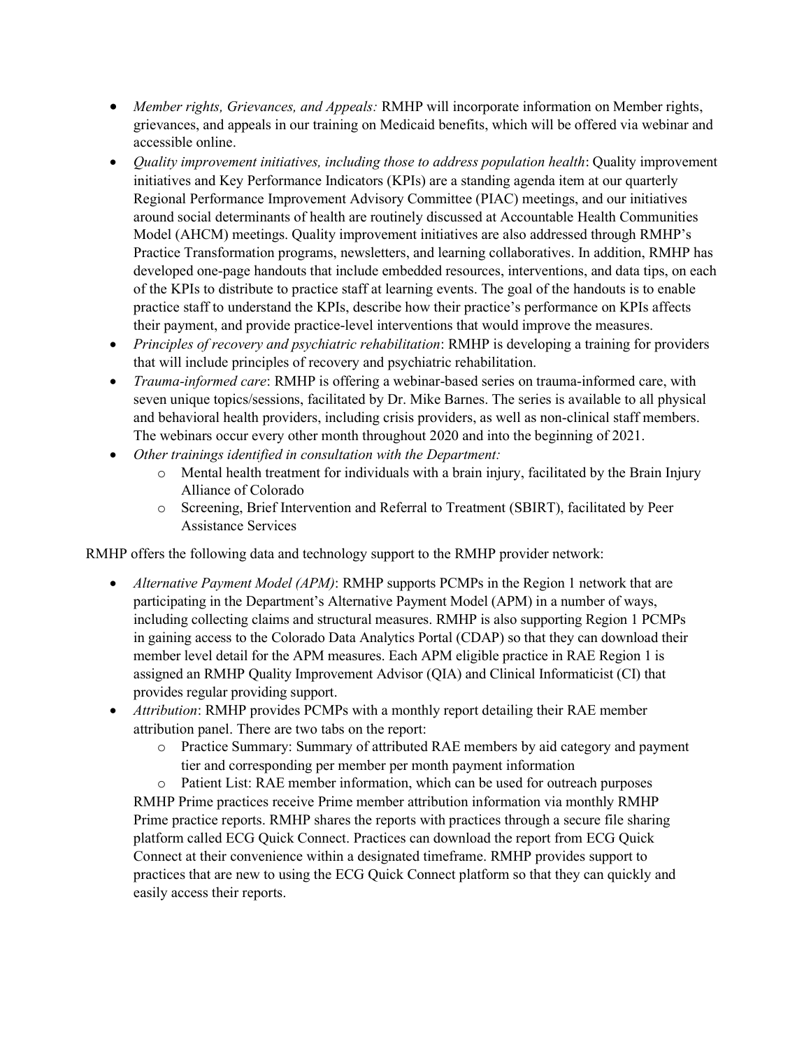- *Member rights, Grievances, and Appeals:* RMHP will incorporate information on Member rights, grievances, and appeals in our training on Medicaid benefits, which will be offered via webinar and accessible online.
- *Quality improvement initiatives, including those to address population health*: Quality improvement initiatives and Key Performance Indicators (KPIs) are a standing agenda item at our quarterly Regional Performance Improvement Advisory Committee (PIAC) meetings, and our initiatives around social determinants of health are routinely discussed at Accountable Health Communities Model (AHCM) meetings. Quality improvement initiatives are also addressed through RMHP's Practice Transformation programs, newsletters, and learning collaboratives. In addition, RMHP has developed one-page handouts that include embedded resources, interventions, and data tips, on each of the KPIs to distribute to practice staff at learning events. The goal of the handouts is to enable practice staff to understand the KPIs, describe how their practice's performance on KPIs affects their payment, and provide practice-level interventions that would improve the measures.
- *Principles of recovery and psychiatric rehabilitation*: RMHP is developing a training for providers that will include principles of recovery and psychiatric rehabilitation.
- *Trauma-informed care*: RMHP is offering a webinar-based series on trauma-informed care, with seven unique topics/sessions, facilitated by Dr. Mike Barnes. The series is available to all physical and behavioral health providers, including crisis providers, as well as non-clinical staff members. The webinars occur every other month throughout 2020 and into the beginning of 2021.
- *Other trainings identified in consultation with the Department:*
  - Mental health treatment for individuals with a brain injury, facilitated by the Brain Injury Alliance of Colorado
  - Screening, Brief Intervention and Referral to Treatment (SBIRT), facilitated by Peer Assistance Services

RMHP offers the following data and technology support to the RMHP provider network:

- *Alternative Payment Model (APM)*: RMHP supports PCMPs in the Region 1 network that are participating in the Department's Alternative Payment Model (APM) in a number of ways, including collecting claims and structural measures. RMHP is also supporting Region 1 PCMPs in gaining access to the Colorado Data Analytics Portal (CDAP) so that they can download their member level detail for the APM measures. Each APM eligible practice in RAE Region 1 is assigned an RMHP Quality Improvement Advisor (QIA) and Clinical Informaticist (CI) that provides regular providing support.
- *Attribution*: RMHP provides PCMPs with a monthly report detailing their RAE member attribution panel. There are two tabs on the report:
  - Practice Summary: Summary of attributed RAE members by aid category and payment tier and corresponding per member per month payment information
  - Patient List: RAE member information, which can be used for outreach purposes

  RMHP Prime practices receive Prime member attribution information via monthly RMHP Prime practice reports. RMHP shares the reports with practices through a secure file sharing platform called ECG Quick Connect. Practices can download the report from ECG Quick Connect at their convenience within a designated timeframe. RMHP provides support to practices that are new to using the ECG Quick Connect platform so that they can quickly and easily access their reports.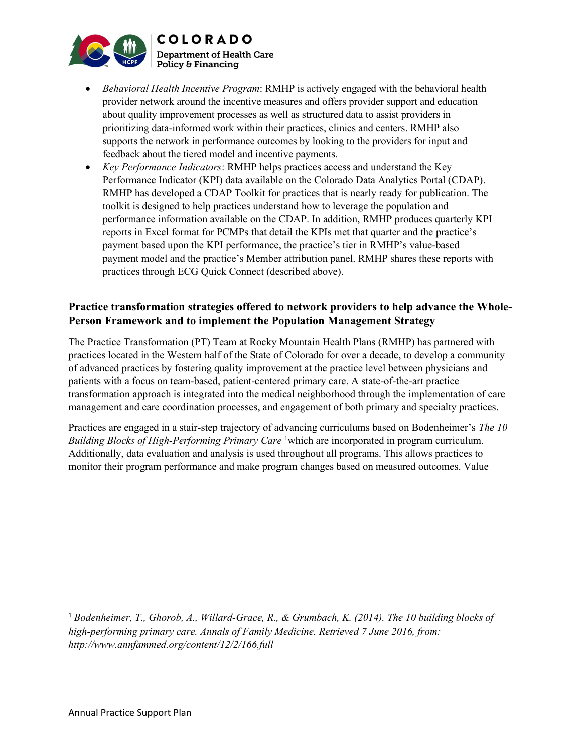- *Behavioral Health Incentive Program*: RMHP is actively engaged with the behavioral health provider network around the incentive measures and offers provider support and education about quality improvement processes as well as structured data to assist providers in prioritizing data-informed work within their practices, clinics and centers. RMHP also supports the network in performance outcomes by looking to the providers for input and feedback about the tiered model and incentive payments.
- *Key Performance Indicators*: RMHP helps practices access and understand the Key Performance Indicator (KPI) data available on the Colorado Data Analytics Portal (CDAP). RMHP has developed a CDAP Toolkit for practices that is nearly ready for publication. The toolkit is designed to help practices understand how to leverage the population and performance information available on the CDAP. In addition, RMHP produces quarterly KPI reports in Excel format for PCMPs that detail the KPIs met that quarter and the practice's payment based upon the KPI performance, the practice's tier in RMHP's value-based payment model and the practice's Member attribution panel. RMHP shares these reports with practices through ECG Quick Connect (described above).

### Practice transformation strategies offered to network providers to help advance the Whole-Person Framework and to implement the Population Management Strategy

The Practice Transformation (PT) Team at Rocky Mountain Health Plans (RMHP) has partnered with practices located in the Western half of the State of Colorado for over a decade, to develop a community of advanced practices by fostering quality improvement at the practice level between physicians and patients with a focus on team-based, patient-centered primary care. A state-of-the-art practice transformation approach is integrated into the medical neighborhood through the implementation of care management and care coordination processes, and engagement of both primary and specialty practices.

Practices are engaged in a stair-step trajectory of advancing curriculums based on Bodenheimer's *The 10 Building Blocks of High-Performing Primary Care* [1] which are incorporated in program curriculum. Additionally, data evaluation and analysis is used throughout all programs. This allows practices to monitor their program performance and make program changes based on measured outcomes. Value

---

[1] *Bodenheimer, T., Ghorob, A., Willard-Grace, R., & Grumbach, K. (2014). The 10 building blocks of high-performing primary care. Annals of Family Medicine. Retrieved 7 June 2016, from: http://www.annfammed.org/content/12/2/166.full*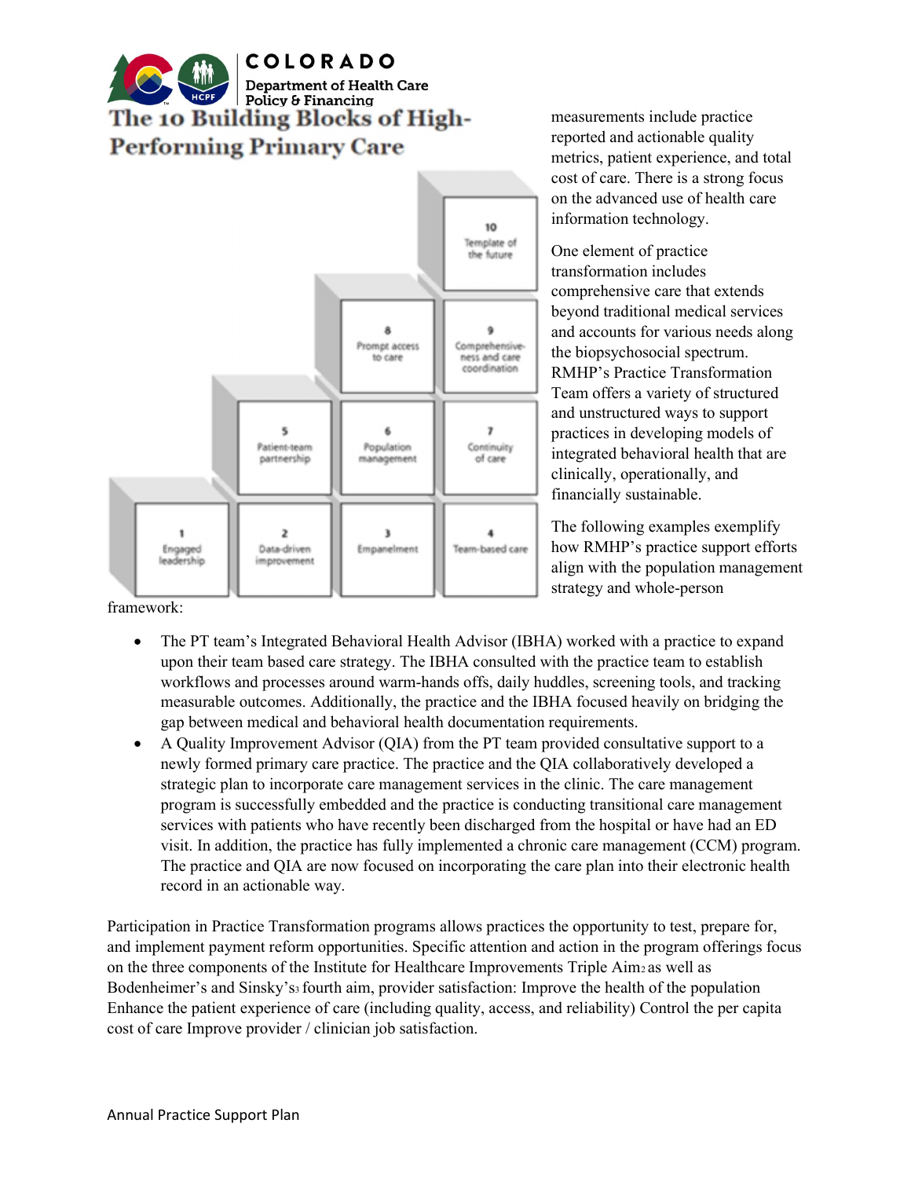The 10 Building Blocks of High-Performing Primary Care

measurements include practice reported and actionable quality metrics, patient experience, and total cost of care. There is a strong focus on the advanced use of health care information technology.

One element of practice transformation includes comprehensive care that extends beyond traditional medical services and accounts for various needs along the biopsychosocial spectrum. RMHP's Practice Transformation Team offers a variety of structured and unstructured ways to support practices in developing models of integrated behavioral health that are clinically, operationally, and financially sustainable.

The following examples exemplify how RMHP's practice support efforts align with the population management strategy and whole-person framework:

- The PT team's Integrated Behavioral Health Advisor (IBHA) worked with a practice to expand upon their team based care strategy. The IBHA consulted with the practice team to establish workflows and processes around warm-hands offs, daily huddles, screening tools, and tracking measurable outcomes. Additionally, the practice and the IBHA focused heavily on bridging the gap between medical and behavioral health documentation requirements.
- A Quality Improvement Advisor (QIA) from the PT team provided consultative support to a newly formed primary care practice. The practice and the QIA collaboratively developed a strategic plan to incorporate care management services in the clinic. The care management program is successfully embedded and the practice is conducting transitional care management services with patients who have recently been discharged from the hospital or have had an ED visit. In addition, the practice has fully implemented a chronic care management (CCM) program. The practice and QIA are now focused on incorporating the care plan into their electronic health record in an actionable way.

Participation in Practice Transformation programs allows practices the opportunity to test, prepare for, and implement payment reform opportunities. Specific attention and action in the program offerings focus on the three components of the Institute for Healthcare Improvements Triple Aim[2] as well as Bodenheimer's and Sinsky's[3] fourth aim, provider satisfaction: Improve the health of the population Enhance the patient experience of care (including quality, access, and reliability) Control the per capita cost of care Improve provider / clinician job satisfaction.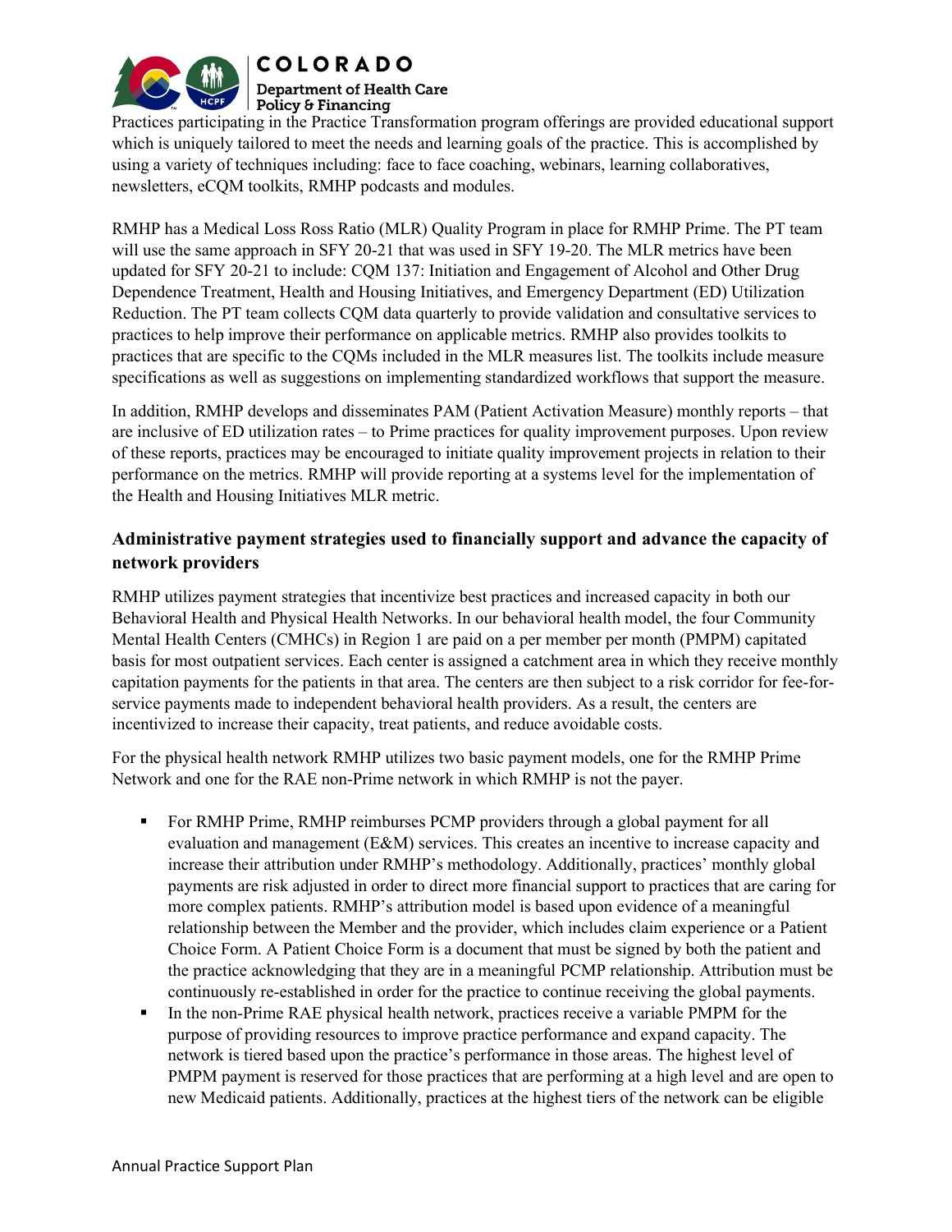Practices participating in the Practice Transformation program offerings are provided educational support which is uniquely tailored to meet the needs and learning goals of the practice. This is accomplished by using a variety of techniques including: face to face coaching, webinars, learning collaboratives, newsletters, eCQM toolkits, RMHP podcasts and modules.

RMHP has a Medical Loss Ross Ratio (MLR) Quality Program in place for RMHP Prime. The PT team will use the same approach in SFY 20-21 that was used in SFY 19-20. The MLR metrics have been updated for SFY 20-21 to include: CQM 137: Initiation and Engagement of Alcohol and Other Drug Dependence Treatment, Health and Housing Initiatives, and Emergency Department (ED) Utilization Reduction. The PT team collects CQM data quarterly to provide validation and consultative services to practices to help improve their performance on applicable metrics. RMHP also provides toolkits to practices that are specific to the CQMs included in the MLR measures list. The toolkits include measure specifications as well as suggestions on implementing standardized workflows that support the measure.

In addition, RMHP develops and disseminates PAM (Patient Activation Measure) monthly reports – that are inclusive of ED utilization rates – to Prime practices for quality improvement purposes. Upon review of these reports, practices may be encouraged to initiate quality improvement projects in relation to their performance on the metrics. RMHP will provide reporting at a systems level for the implementation of the Health and Housing Initiatives MLR metric.

### Administrative payment strategies used to financially support and advance the capacity of network providers

RMHP utilizes payment strategies that incentivize best practices and increased capacity in both our Behavioral Health and Physical Health Networks. In our behavioral health model, the four Community Mental Health Centers (CMHCs) in Region 1 are paid on a per member per month (PMPM) capitated basis for most outpatient services. Each center is assigned a catchment area in which they receive monthly capitation payments for the patients in that area. The centers are then subject to a risk corridor for fee-for-service payments made to independent behavioral health providers. As a result, the centers are incentivized to increase their capacity, treat patients, and reduce avoidable costs.

For the physical health network RMHP utilizes two basic payment models, one for the RMHP Prime Network and one for the RAE non-Prime network in which RMHP is not the payer.

- For RMHP Prime, RMHP reimburses PCMP providers through a global payment for all evaluation and management (E&M) services. This creates an incentive to increase capacity and increase their attribution under RMHP's methodology. Additionally, practices' monthly global payments are risk adjusted in order to direct more financial support to practices that are caring for more complex patients. RMHP's attribution model is based upon evidence of a meaningful relationship between the Member and the provider, which includes claim experience or a Patient Choice Form. A Patient Choice Form is a document that must be signed by both the patient and the practice acknowledging that they are in a meaningful PCMP relationship. Attribution must be continuously re-established in order for the practice to continue receiving the global payments.
- In the non-Prime RAE physical health network, practices receive a variable PMPM for the purpose of providing resources to improve practice performance and expand capacity. The network is tiered based upon the practice's performance in those areas. The highest level of PMPM payment is reserved for those practices that are performing at a high level and are open to new Medicaid patients. Additionally, practices at the highest tiers of the network can be eligible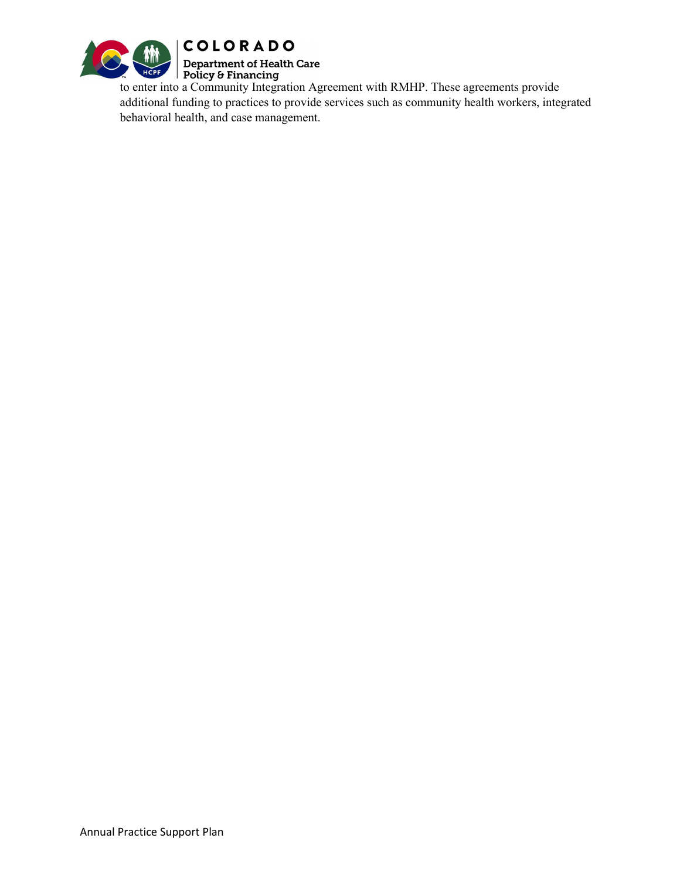to enter into a Community Integration Agreement with RMHP. These agreements provide additional funding to practices to provide services such as community health workers, integrated behavioral health, and case management.